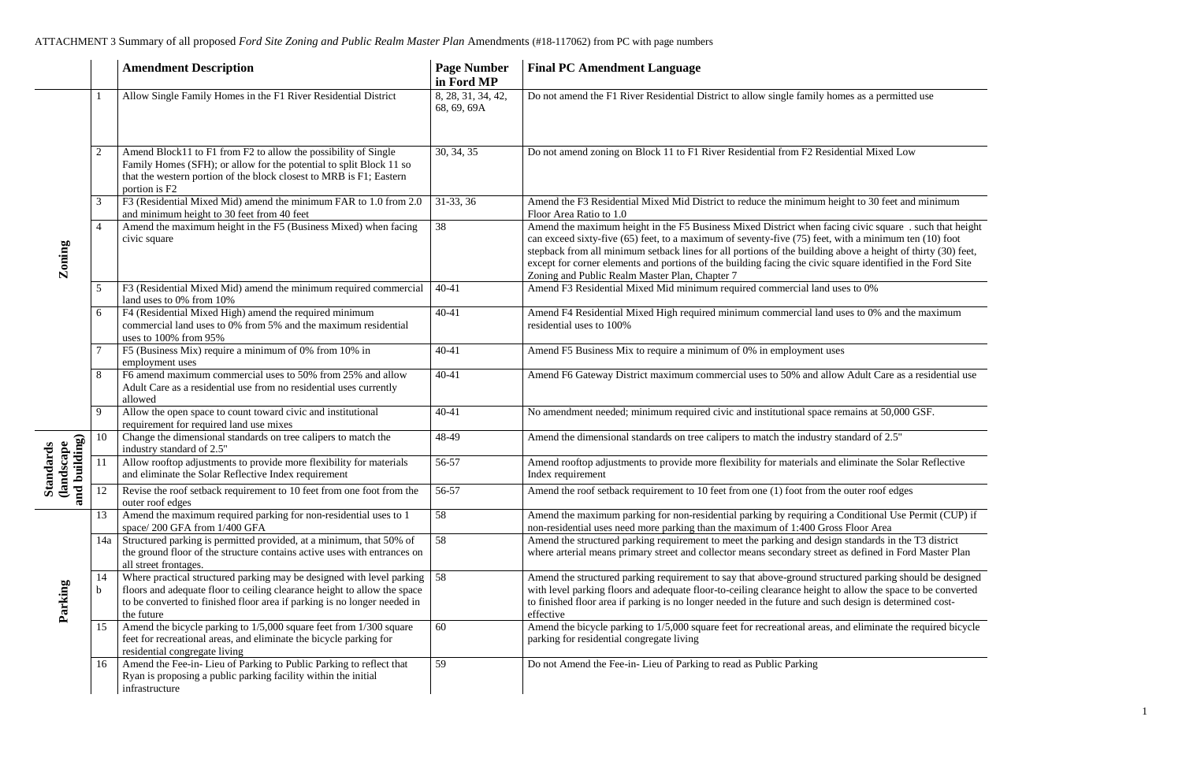ATTACHMENT 3 Summary of all proposed *Ford Site Zoning and Public Realm Master Plan* Amendments (#18-117062) from PC with page numbers

| | | Amendment Description | Page Number in Ford MP | Final PC Amendment Language |
|---|---|---|---|---|
| Zoning | 1 | Allow Single Family Homes in the F1 River Residential District | 8, 28, 31, 34, 42, 68, 69, 69A | Do not amend the F1 River Residential District to allow single family homes as a permitted use |
| | 2 | Amend Block11 to F1 from F2 to allow the possibility of Single Family Homes (SFH); or allow for the potential to split Block 11 so that the western portion of the block closest to MRB is F1; Eastern portion is F2 | 30, 34, 35 | Do not amend zoning on Block 11 to F1 River Residential from F2 Residential Mixed Low |
| | 3 | F3 (Residential Mixed Mid) amend the minimum FAR to 1.0 from 2.0 and minimum height to 30 feet from 40 feet | 31-33, 36 | Amend the F3 Residential Mixed Mid District to reduce the minimum height to 30 feet and minimum Floor Area Ratio to 1.0 |
| | 4 | Amend the maximum height in the F5 (Business Mixed) when facing civic square | 38 | Amend the maximum height in the F5 Business Mixed District when facing civic square . such that height can exceed sixty-five (65) feet, to a maximum of seventy-five (75) feet, with a minimum ten (10) foot stepback from all minimum setback lines for all portions of the building above a height of thirty (30) feet, except for corner elements and portions of the building facing the civic square identified in the Ford Site Zoning and Public Realm Master Plan, Chapter 7 |
| | 5 | F3 (Residential Mixed Mid) amend the minimum required commercial land uses to 0% from 10% | 40-41 | Amend F3 Residential Mixed Mid minimum required commercial land uses to 0% |
| | 6 | F4 (Residential Mixed High) amend the required minimum commercial land uses to 0% from 5% and the maximum residential uses to 100% from 95% | 40-41 | Amend F4 Residential Mixed High required minimum commercial land uses to 0% and the maximum residential uses to 100% |
| | 7 | F5 (Business Mix) require a minimum of 0% from 10% in employment uses | 40-41 | Amend F5 Business Mix to require a minimum of 0% in employment uses |
| | 8 | F6 amend maximum commercial uses to 50% from 25% and allow Adult Care as a residential use from no residential uses currently allowed | 40-41 | Amend F6 Gateway District maximum commercial uses to 50% and allow Adult Care as a residential use |
| | 9 | Allow the open space to count toward civic and institutional requirement for required land use mixes | 40-41 | No amendment needed; minimum required civic and institutional space remains at 50,000 GSF. |
| Standards (landscape and building) | 10 | Change the dimensional standards on tree calipers to match the industry standard of 2.5" | 48-49 | Amend the dimensional standards on tree calipers to match the industry standard of 2.5" |
| | 11 | Allow rooftop adjustments to provide more flexibility for materials and eliminate the Solar Reflective Index requirement | 56-57 | Amend rooftop adjustments to provide more flexibility for materials and eliminate the Solar Reflective Index requirement |
| | 12 | Revise the roof setback requirement to 10 feet from one foot from the outer roof edges | 56-57 | Amend the roof setback requirement to 10 feet from one (1) foot from the outer roof edges |
| Parking | 13 | Amend the maximum required parking for non-residential uses to 1 space/ 200 GFA from 1/400 GFA | 58 | Amend the maximum parking for non-residential parking by requiring a Conditional Use Permit (CUP) if non-residential uses need more parking than the maximum of 1:400 Gross Floor Area |
| | 14a | Structured parking is permitted provided, at a minimum, that 50% of the ground floor of the structure contains active uses with entrances on all street frontages. | 58 | Amend the structured parking requirement to meet the parking and design standards in the T3 district where arterial means primary street and collector means secondary street as defined in Ford Master Plan |
| | 14 b | Where practical structured parking may be designed with level parking floors and adequate floor to ceiling clearance height to allow the space to be converted to finished floor area if parking is no longer needed in the future | 58 | Amend the structured parking requirement to say that above-ground structured parking should be designed with level parking floors and adequate floor-to-ceiling clearance height to allow the space to be converted to finished floor area if parking is no longer needed in the future and such design is determined cost-effective |
| | 15 | Amend the bicycle parking to 1/5,000 square feet from 1/300 square feet for recreational areas, and eliminate the bicycle parking for residential congregate living | 60 | Amend the bicycle parking to 1/5,000 square feet for recreational areas, and eliminate the required bicycle parking for residential congregate living |
| | 16 | Amend the Fee-in- Lieu of Parking to Public Parking to reflect that Ryan is proposing a public parking facility within the initial infrastructure | 59 | Do not Amend the Fee-in- Lieu of Parking to read as Public Parking |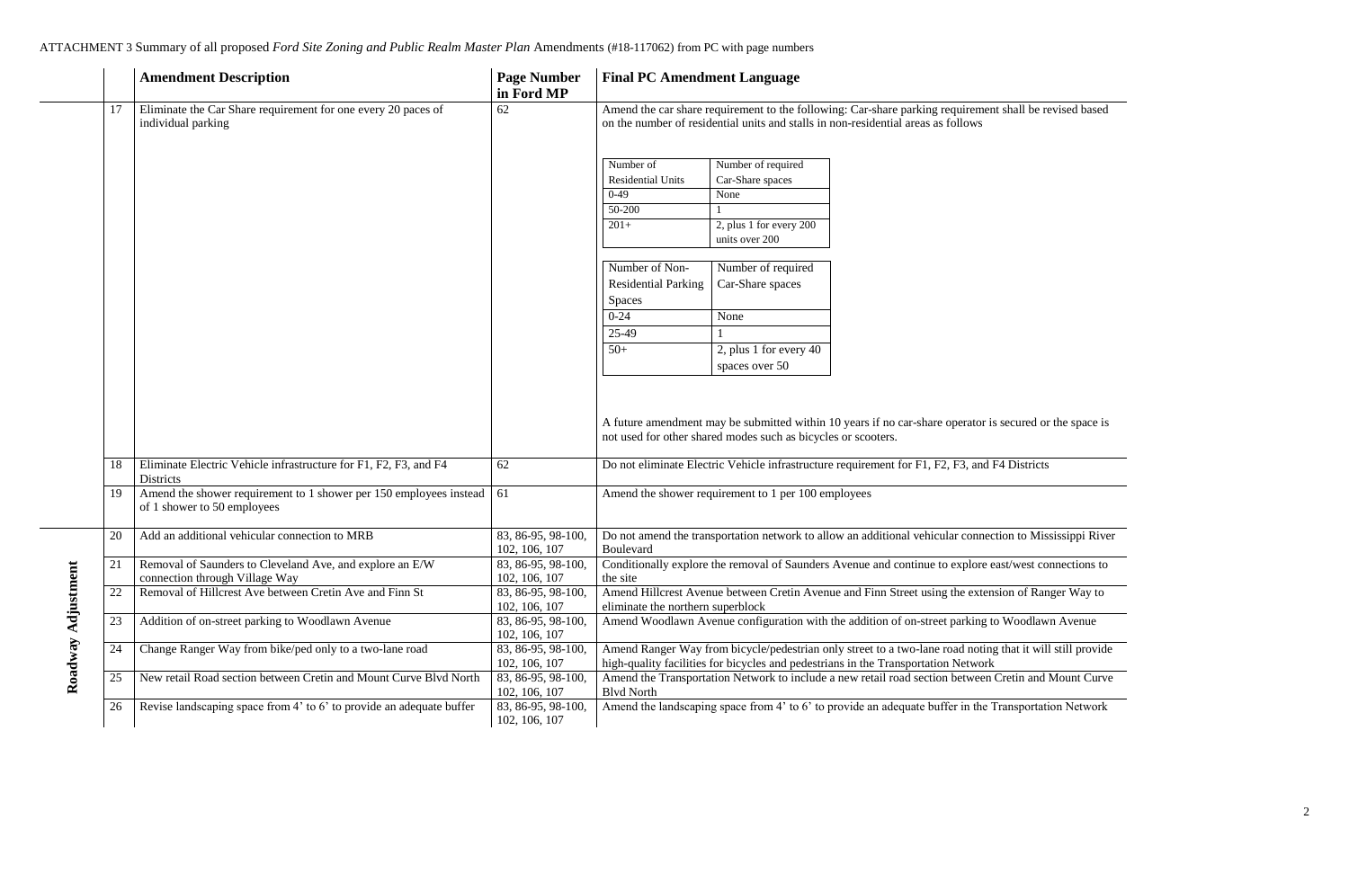ATTACHMENT 3 Summary of all proposed *Ford Site Zoning and Public Realm Master Plan* Amendments (#18-117062) from PC with page numbers

| | | Amendment Description | Page Number in Ford MP | Final PC Amendment Language |
|---|---|---|---|---|
| | 17 | Eliminate the Car Share requirement for one every 20 paces of individual parking | 62 | Amend the car share requirement to the following: Car-share parking requirement shall be revised based on the number of residential units and stalls in non-residential areas as follows<br><br>Number of Residential Units / Number of required Car-Share spaces:<br>0-49: None<br>50-200: 1<br>201+: 2, plus 1 for every 200 units over 200<br><br>Number of Non-Residential Parking Spaces / Number of required Car-Share spaces:<br>0-24: None<br>25-49: 1<br>50+: 2, plus 1 for every 40 spaces over 50<br><br>A future amendment may be submitted within 10 years if no car-share operator is secured or the space is not used for other shared modes such as bicycles or scooters. |
| | 18 | Eliminate Electric Vehicle infrastructure for F1, F2, F3, and F4 Districts | 62 | Do not eliminate Electric Vehicle infrastructure requirement for F1, F2, F3, and F4 Districts |
| | 19 | Amend the shower requirement to 1 shower per 150 employees instead of 1 shower to 50 employees | 61 | Amend the shower requirement to 1 per 100 employees |
| **Roadway Adjustment** | 20 | Add an additional vehicular connection to MRB | 83, 86-95, 98-100, 102, 106, 107 | Do not amend the transportation network to allow an additional vehicular connection to Mississippi River Boulevard |
| **Roadway Adjustment** | 21 | Removal of Saunders to Cleveland Ave, and explore an E/W connection through Village Way | 83, 86-95, 98-100, 102, 106, 107 | Conditionally explore the removal of Saunders Avenue and continue to explore east/west connections to the site |
| **Roadway Adjustment** | 22 | Removal of Hillcrest Ave between Cretin Ave and Finn St | 83, 86-95, 98-100, 102, 106, 107 | Amend Hillcrest Avenue between Cretin Avenue and Finn Street using the extension of Ranger Way to eliminate the northern superblock |
| **Roadway Adjustment** | 23 | Addition of on-street parking to Woodlawn Avenue | 83, 86-95, 98-100, 102, 106, 107 | Amend Woodlawn Avenue configuration with the addition of on-street parking to Woodlawn Avenue |
| **Roadway Adjustment** | 24 | Change Ranger Way from bike/ped only to a two-lane road | 83, 86-95, 98-100, 102, 106, 107 | Amend Ranger Way from bicycle/pedestrian only street to a two-lane road noting that it will still provide high-quality facilities for bicycles and pedestrians in the Transportation Network |
| **Roadway Adjustment** | 25 | New retail Road section between Cretin and Mount Curve Blvd North | 83, 86-95, 98-100, 102, 106, 107 | Amend the Transportation Network to include a new retail road section between Cretin and Mount Curve Blvd North |
| **Roadway Adjustment** | 26 | Revise landscaping space from 4' to 6' to provide an adequate buffer | 83, 86-95, 98-100, 102, 106, 107 | Amend the landscaping space from 4' to 6' to provide an adequate buffer in the Transportation Network |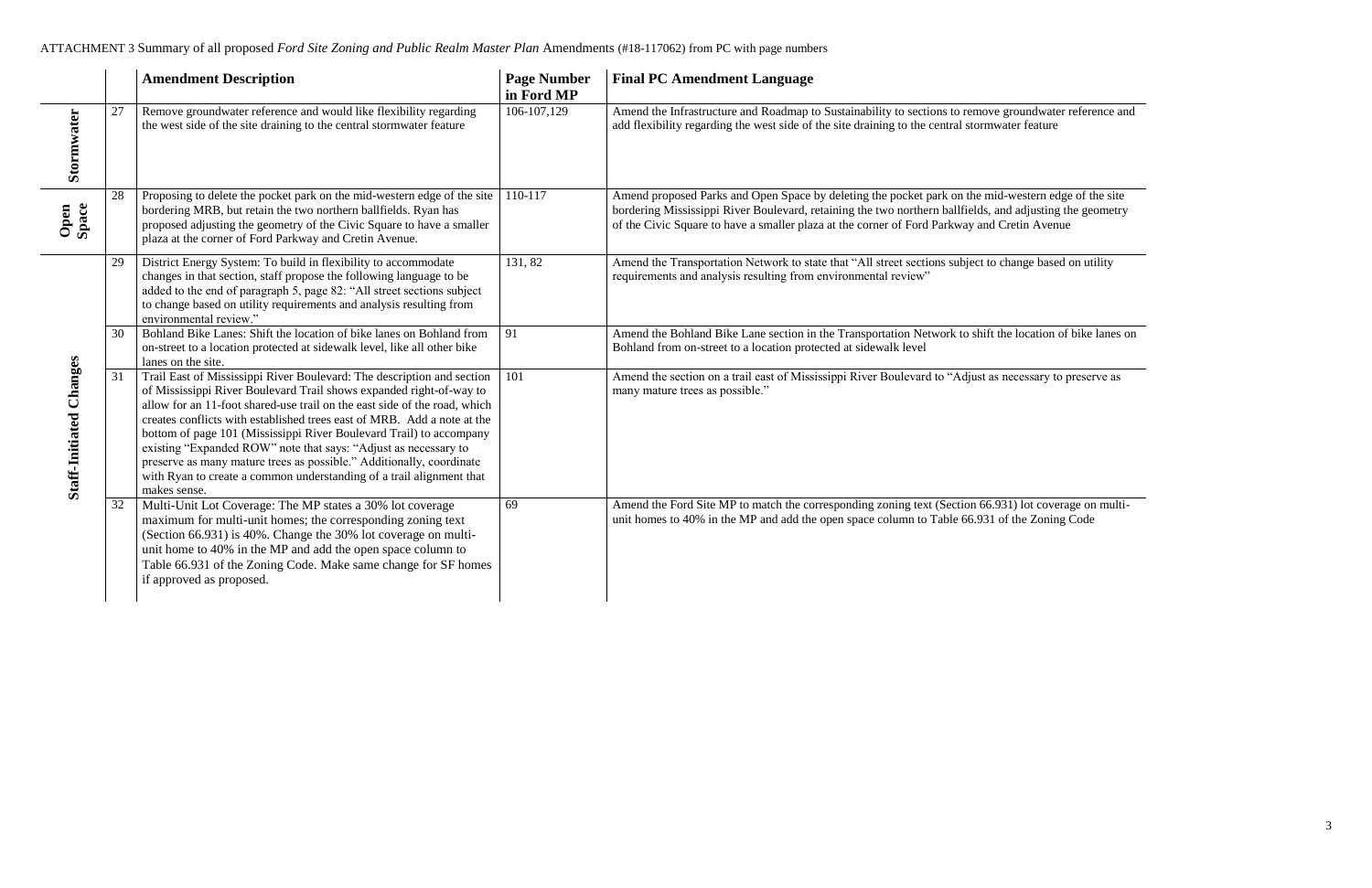ATTACHMENT 3 Summary of all proposed *Ford Site Zoning and Public Realm Master Plan* Amendments (#18-117062) from PC with page numbers

| | | Amendment Description | Page Number in Ford MP | Final PC Amendment Language |
|---|---|---|---|---|
| **Stormwater** | 27 | Remove groundwater reference and would like flexibility regarding the west side of the site draining to the central stormwater feature | 106-107,129 | Amend the Infrastructure and Roadmap to Sustainability to sections to remove groundwater reference and add flexibility regarding the west side of the site draining to the central stormwater feature |
| **Open Space** | 28 | Proposing to delete the pocket park on the mid-western edge of the site bordering MRB, but retain the two northern ballfields. Ryan has proposed adjusting the geometry of the Civic Square to have a smaller plaza at the corner of Ford Parkway and Cretin Avenue. | 110-117 | Amend proposed Parks and Open Space by deleting the pocket park on the mid-western edge of the site bordering Mississippi River Boulevard, retaining the two northern ballfields, and adjusting the geometry of the Civic Square to have a smaller plaza at the corner of Ford Parkway and Cretin Avenue |
| **Staff-Initiated Changes** | 29 | District Energy System: To build in flexibility to accommodate changes in that section, staff propose the following language to be added to the end of paragraph 5, page 82: "All street sections subject to change based on utility requirements and analysis resulting from environmental review." | 131, 82 | Amend the Transportation Network to state that "All street sections subject to change based on utility requirements and analysis resulting from environmental review" |
| | 30 | Bohland Bike Lanes: Shift the location of bike lanes on Bohland from on-street to a location protected at sidewalk level, like all other bike lanes on the site. | 91 | Amend the Bohland Bike Lane section in the Transportation Network to shift the location of bike lanes on Bohland from on-street to a location protected at sidewalk level |
| | 31 | Trail East of Mississippi River Boulevard: The description and section of Mississippi River Boulevard Trail shows expanded right-of-way to allow for an 11-foot shared-use trail on the east side of the road, which creates conflicts with established trees east of MRB. Add a note at the bottom of page 101 (Mississippi River Boulevard Trail) to accompany existing "Expanded ROW" note that says: "Adjust as necessary to preserve as many mature trees as possible." Additionally, coordinate with Ryan to create a common understanding of a trail alignment that makes sense. | 101 | Amend the section on a trail east of Mississippi River Boulevard to "Adjust as necessary to preserve as many mature trees as possible." |
| | 32 | Multi-Unit Lot Coverage: The MP states a 30% lot coverage maximum for multi-unit homes; the corresponding zoning text (Section 66.931) is 40%. Change the 30% lot coverage on multi-unit home to 40% in the MP and add the open space column to Table 66.931 of the Zoning Code. Make same change for SF homes if approved as proposed. | 69 | Amend the Ford Site MP to match the corresponding zoning text (Section 66.931) lot coverage on multi-unit homes to 40% in the MP and add the open space column to Table 66.931 of the Zoning Code |